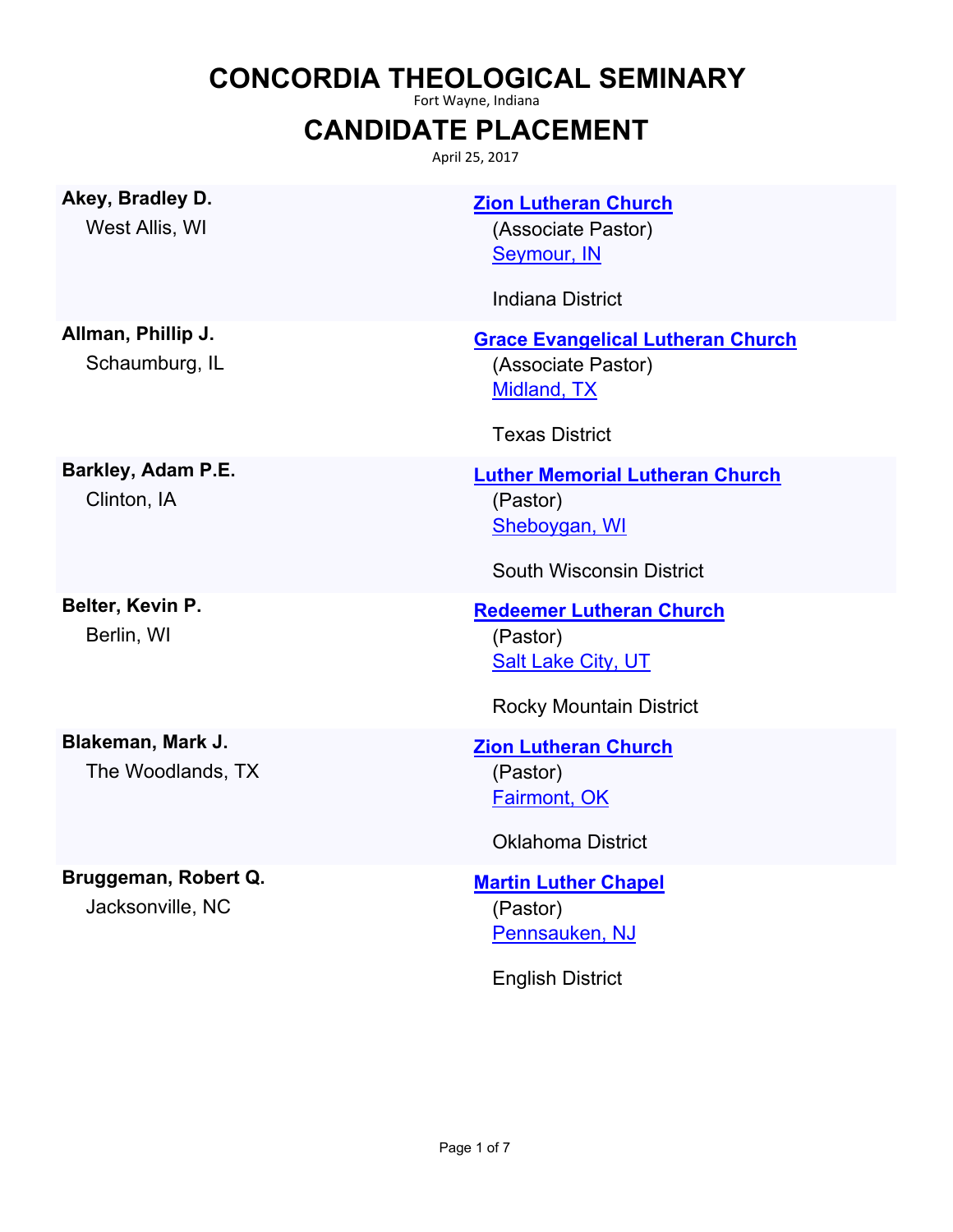# CONCORDIA THEOLOGICAL SEMINARY

Fort Wayne, Indiana

# CANDIDATE PLACEMENT

April 25, 2017

| Candidate | Placement |
| --- | --- |
| **Akey, Bradley D.**<br>West Allis, WI | **Zion Lutheran Church**<br>(Associate Pastor)<br>Seymour, IN<br><br>Indiana District |
| **Allman, Phillip J.**<br>Schaumburg, IL | **Grace Evangelical Lutheran Church**<br>(Associate Pastor)<br>Midland, TX<br><br>Texas District |
| **Barkley, Adam P.E.**<br>Clinton, IA | **Luther Memorial Lutheran Church**<br>(Pastor)<br>Sheboygan, WI<br><br>South Wisconsin District |
| **Belter, Kevin P.**<br>Berlin, WI | **Redeemer Lutheran Church**<br>(Pastor)<br>Salt Lake City, UT<br><br>Rocky Mountain District |
| **Blakeman, Mark J.**<br>The Woodlands, TX | **Zion Lutheran Church**<br>(Pastor)<br>Fairmont, OK<br><br>Oklahoma District |
| **Bruggeman, Robert Q.**<br>Jacksonville, NC | **Martin Luther Chapel**<br>(Pastor)<br>Pennsauken, NJ<br><br>English District |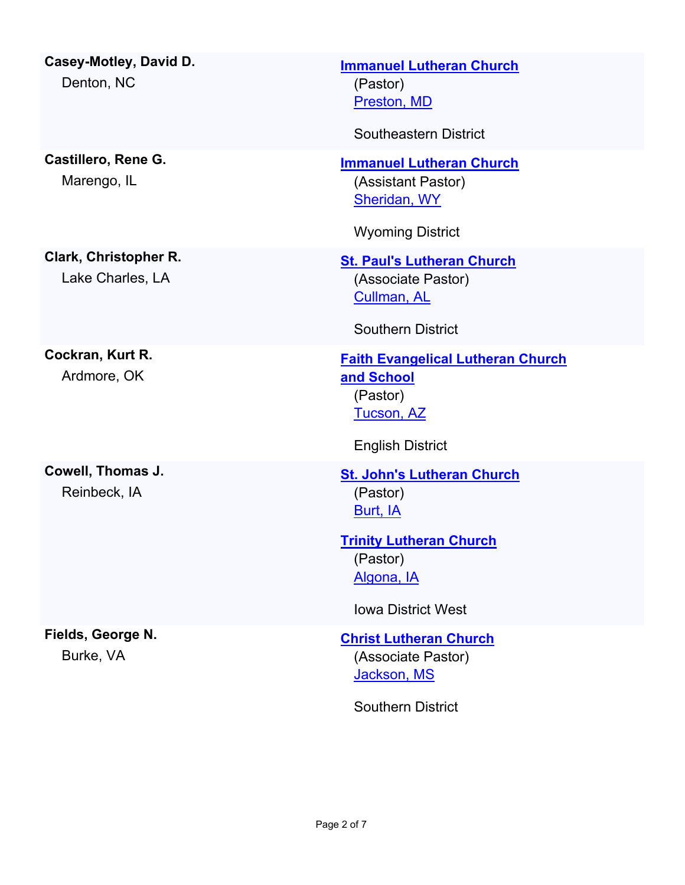| Name | Assignment |
| --- | --- |
| **Casey-Motley, David D.**<br>Denton, NC | **Immanuel Lutheran Church**<br>(Pastor)<br>Preston, MD<br><br>Southeastern District |
| **Castillero, Rene G.**<br>Marengo, IL | **Immanuel Lutheran Church**<br>(Assistant Pastor)<br>Sheridan, WY<br><br>Wyoming District |
| **Clark, Christopher R.**<br>Lake Charles, LA | **St. Paul's Lutheran Church**<br>(Associate Pastor)<br>Cullman, AL<br><br>Southern District |
| **Cockran, Kurt R.**<br>Ardmore, OK | **Faith Evangelical Lutheran Church and School**<br>(Pastor)<br>Tucson, AZ<br><br>English District |
| **Cowell, Thomas J.**<br>Reinbeck, IA | **St. John's Lutheran Church**<br>(Pastor)<br>Burt, IA<br><br>**Trinity Lutheran Church**<br>(Pastor)<br>Algona, IA<br><br>Iowa District West |
| **Fields, George N.**<br>Burke, VA | **Christ Lutheran Church**<br>(Associate Pastor)<br>Jackson, MS<br><br>Southern District |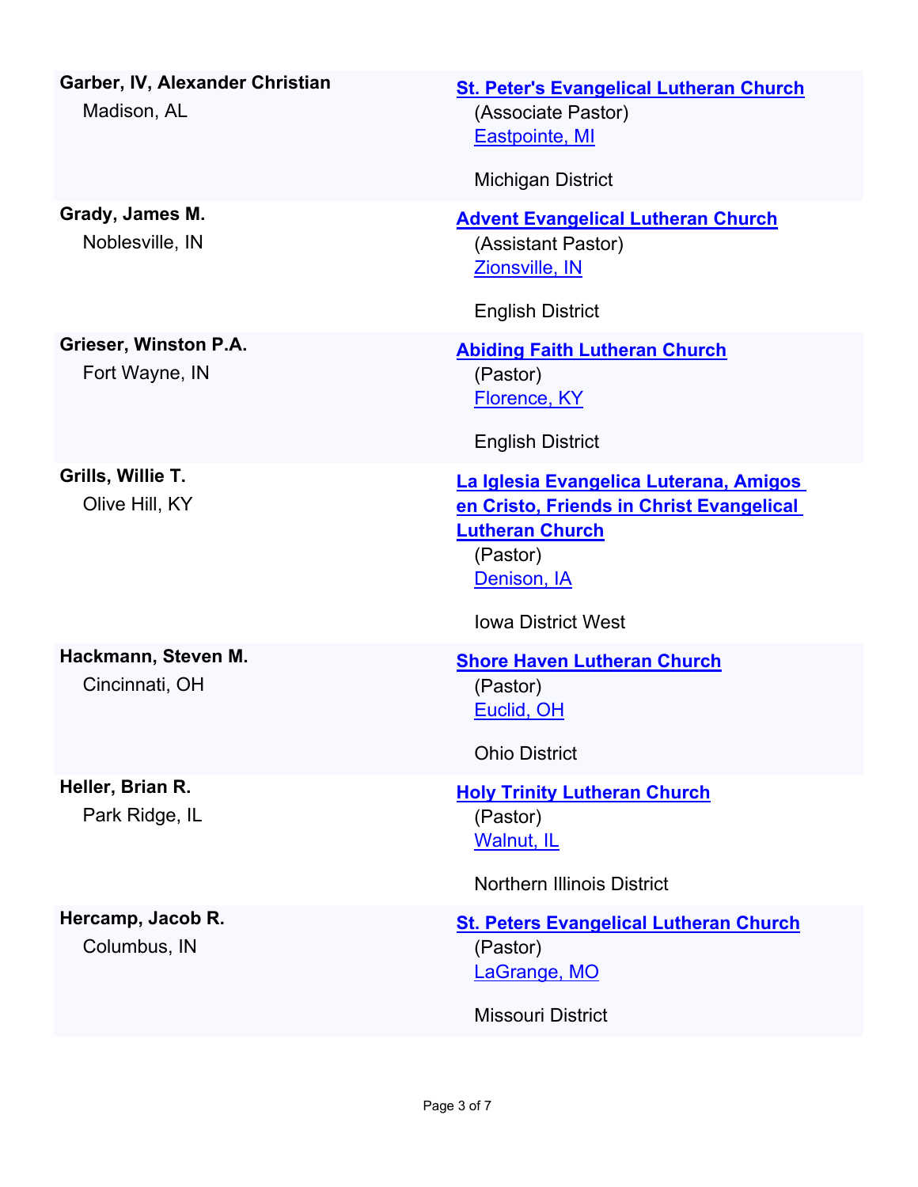| Name | Assignment |
|---|---|
| **Garber, IV, Alexander Christian**<br>Madison, AL | **St. Peter's Evangelical Lutheran Church**<br>(Associate Pastor)<br>Eastpointe, MI<br><br>Michigan District |
| **Grady, James M.**<br>Noblesville, IN | **Advent Evangelical Lutheran Church**<br>(Assistant Pastor)<br>Zionsville, IN<br><br>English District |
| **Grieser, Winston P.A.**<br>Fort Wayne, IN | **Abiding Faith Lutheran Church**<br>(Pastor)<br>Florence, KY<br><br>English District |
| **Grills, Willie T.**<br>Olive Hill, KY | **La Iglesia Evangelica Luterana, Amigos en Cristo, Friends in Christ Evangelical Lutheran Church**<br>(Pastor)<br>Denison, IA<br><br>Iowa District West |
| **Hackmann, Steven M.**<br>Cincinnati, OH | **Shore Haven Lutheran Church**<br>(Pastor)<br>Euclid, OH<br><br>Ohio District |
| **Heller, Brian R.**<br>Park Ridge, IL | **Holy Trinity Lutheran Church**<br>(Pastor)<br>Walnut, IL<br><br>Northern Illinois District |
| **Hercamp, Jacob R.**<br>Columbus, IN | **St. Peters Evangelical Lutheran Church**<br>(Pastor)<br>LaGrange, MO<br><br>Missouri District |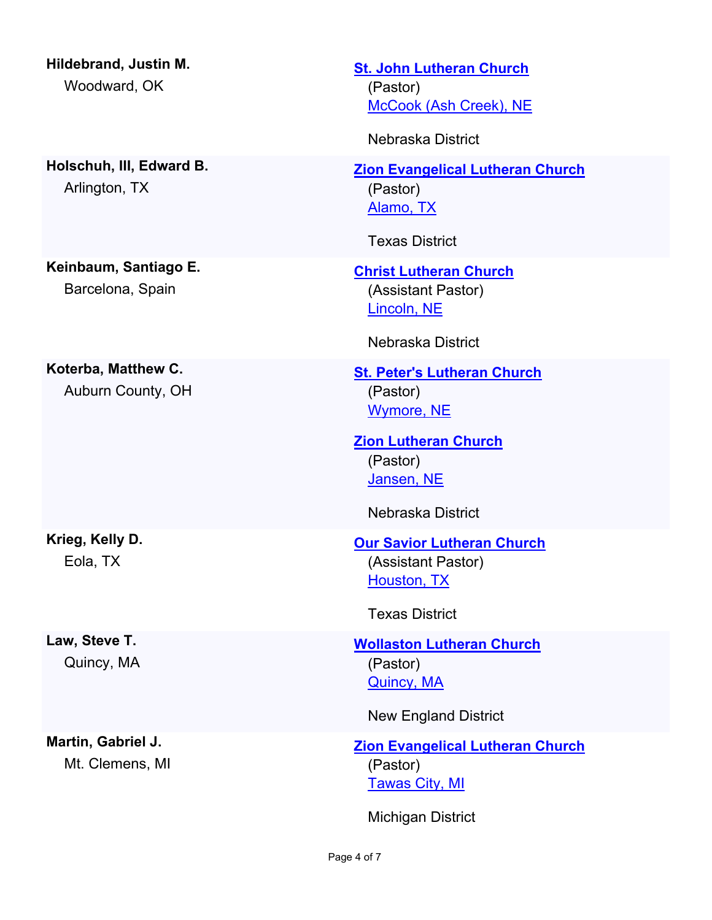**Hildebrand, Justin M.**
Woodward, OK

**St. John Lutheran Church**
(Pastor)
McCook (Ash Creek), NE

Nebraska District

---

**Holschuh, III, Edward B.**
Arlington, TX

**Zion Evangelical Lutheran Church**
(Pastor)
Alamo, TX

Texas District

---

**Keinbaum, Santiago E.**
Barcelona, Spain

**Christ Lutheran Church**
(Assistant Pastor)
Lincoln, NE

Nebraska District

---

**Koterba, Matthew C.**
Auburn County, OH

**St. Peter's Lutheran Church**
(Pastor)
Wymore, NE

**Zion Lutheran Church**
(Pastor)
Jansen, NE

Nebraska District

---

**Krieg, Kelly D.**
Eola, TX

**Our Savior Lutheran Church**
(Assistant Pastor)
Houston, TX

Texas District

---

**Law, Steve T.**
Quincy, MA

**Wollaston Lutheran Church**
(Pastor)
Quincy, MA

New England District

---

**Martin, Gabriel J.**
Mt. Clemens, MI

**Zion Evangelical Lutheran Church**
(Pastor)
Tawas City, MI

Michigan District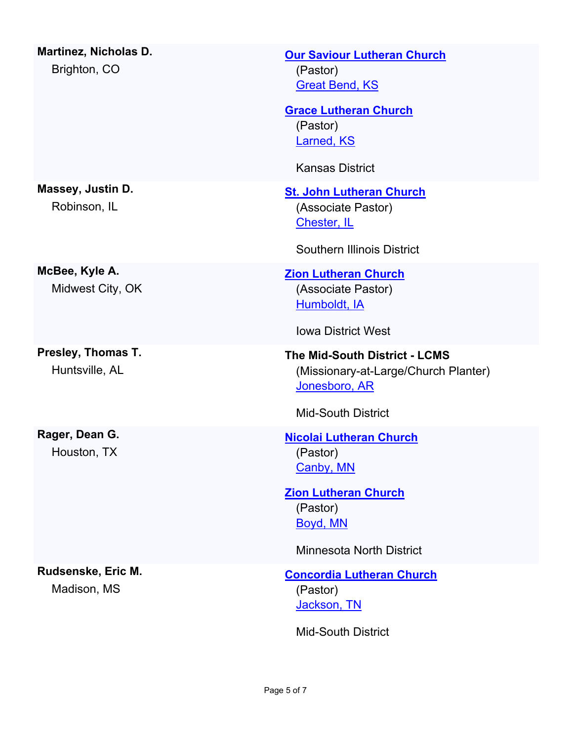| Name | Assignment |
| --- | --- |
| **Martinez, Nicholas D.**<br>Brighton, CO | **Our Saviour Lutheran Church**<br>(Pastor)<br>Great Bend, KS<br><br>**Grace Lutheran Church**<br>(Pastor)<br>Larned, KS<br><br>Kansas District |
| **Massey, Justin D.**<br>Robinson, IL | **St. John Lutheran Church**<br>(Associate Pastor)<br>Chester, IL<br><br>Southern Illinois District |
| **McBee, Kyle A.**<br>Midwest City, OK | **Zion Lutheran Church**<br>(Associate Pastor)<br>Humboldt, IA<br><br>Iowa District West |
| **Presley, Thomas T.**<br>Huntsville, AL | **The Mid-South District - LCMS**<br>(Missionary-at-Large/Church Planter)<br>Jonesboro, AR<br><br>Mid-South District |
| **Rager, Dean G.**<br>Houston, TX | **Nicolai Lutheran Church**<br>(Pastor)<br>Canby, MN<br><br>**Zion Lutheran Church**<br>(Pastor)<br>Boyd, MN<br><br>Minnesota North District |
| **Rudsenske, Eric M.**<br>Madison, MS | **Concordia Lutheran Church**<br>(Pastor)<br>Jackson, TN<br><br>Mid-South District |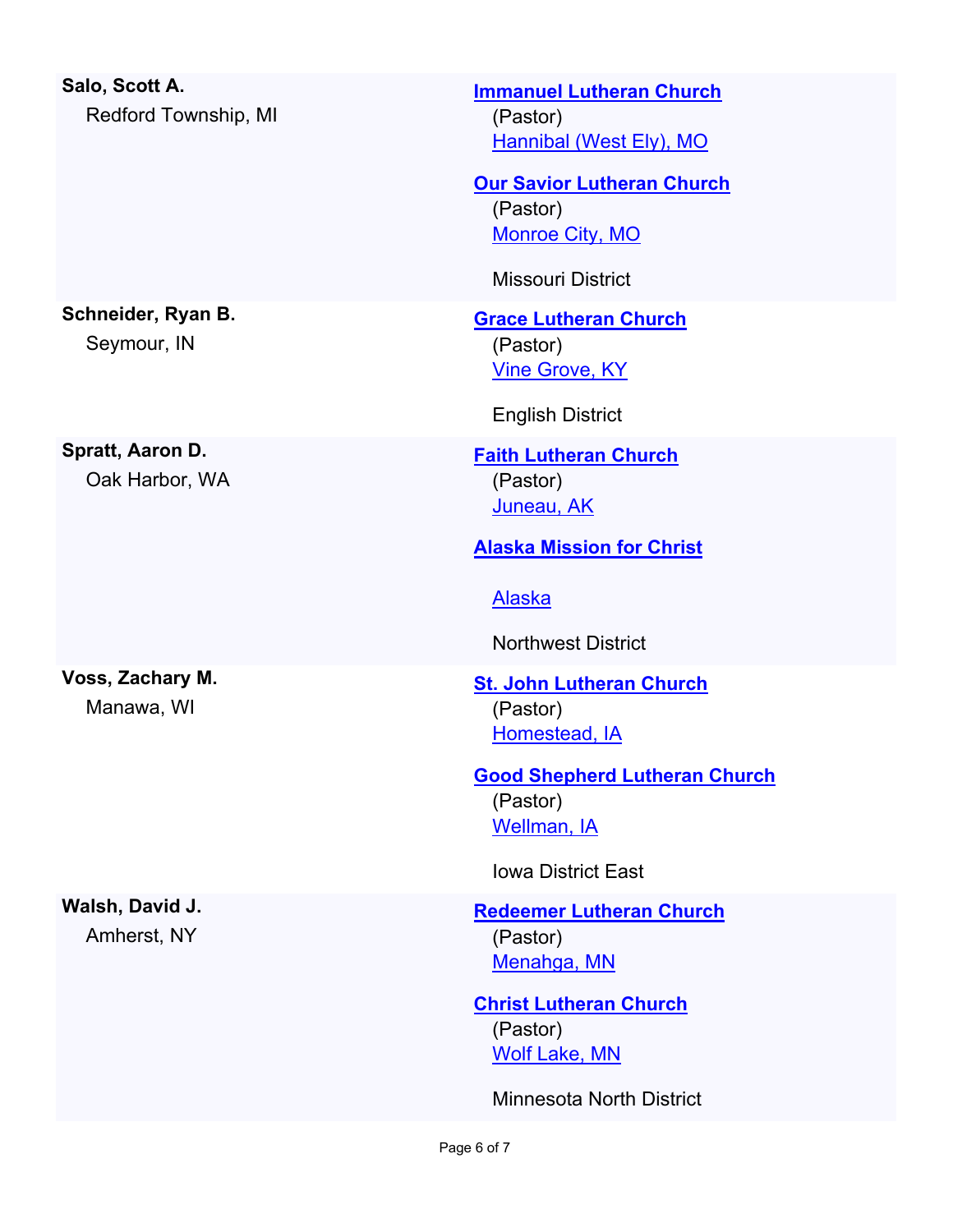| | |
|---|---|
| **Salo, Scott A.**<br>Redford Township, MI | **Immanuel Lutheran Church**<br>(Pastor)<br>Hannibal (West Ely), MO<br><br>**Our Savior Lutheran Church**<br>(Pastor)<br>Monroe City, MO<br><br>Missouri District |
| **Schneider, Ryan B.**<br>Seymour, IN | **Grace Lutheran Church**<br>(Pastor)<br>Vine Grove, KY<br><br>English District |
| **Spratt, Aaron D.**<br>Oak Harbor, WA | **Faith Lutheran Church**<br>(Pastor)<br>Juneau, AK<br><br>**Alaska Mission for Christ**<br><br>Alaska<br><br>Northwest District |
| **Voss, Zachary M.**<br>Manawa, WI | **St. John Lutheran Church**<br>(Pastor)<br>Homestead, IA<br><br>**Good Shepherd Lutheran Church**<br>(Pastor)<br>Wellman, IA<br><br>Iowa District East |
| **Walsh, David J.**<br>Amherst, NY | **Redeemer Lutheran Church**<br>(Pastor)<br>Menahga, MN<br><br>**Christ Lutheran Church**<br>(Pastor)<br>Wolf Lake, MN<br><br>Minnesota North District |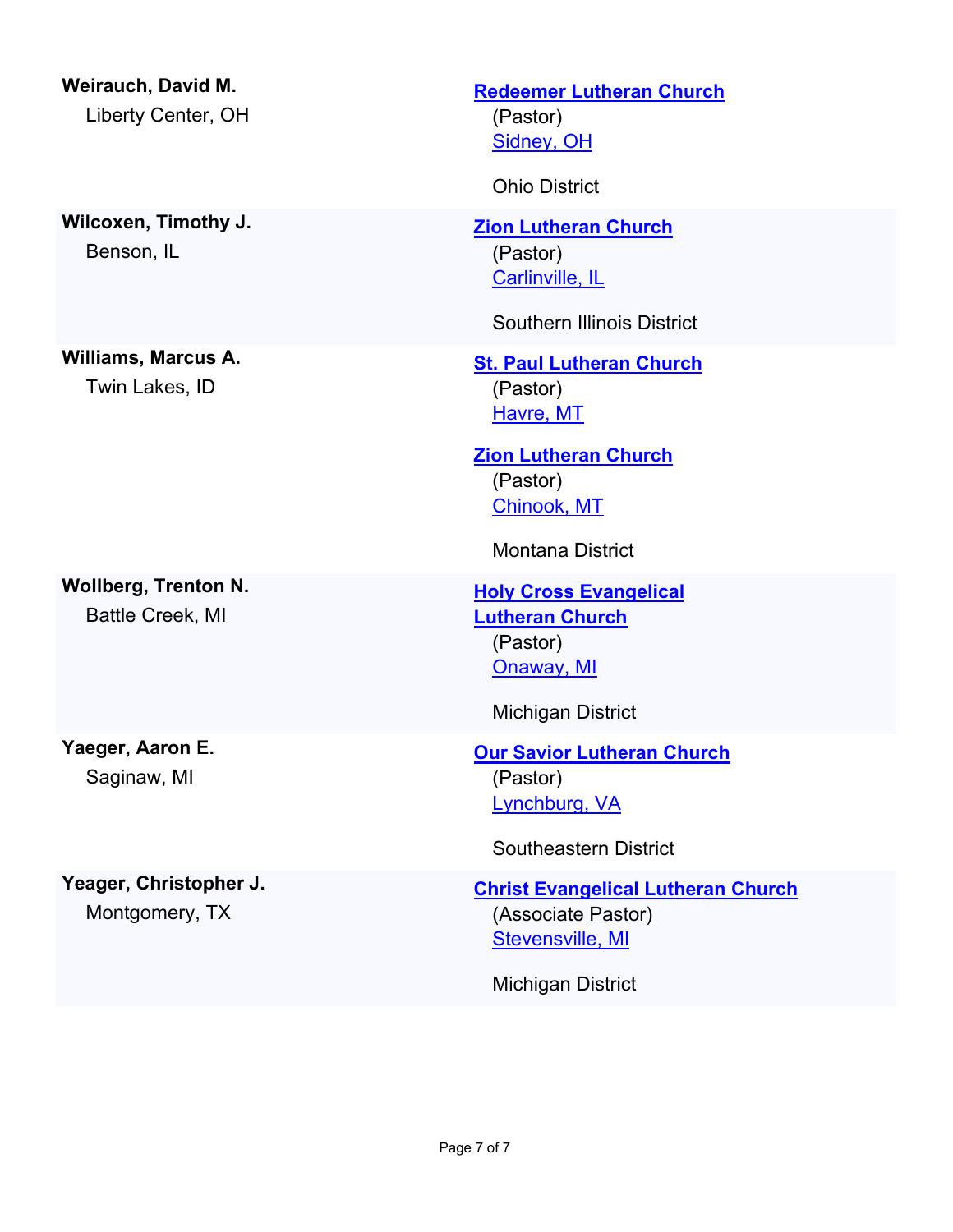| | |
|---|---|
| **Weirauch, David M.**<br>Liberty Center, OH | **Redeemer Lutheran Church**<br>(Pastor)<br>Sidney, OH<br><br>Ohio District |
| **Wilcoxen, Timothy J.**<br>Benson, IL | **Zion Lutheran Church**<br>(Pastor)<br>Carlinville, IL<br><br>Southern Illinois District |
| **Williams, Marcus A.**<br>Twin Lakes, ID | **St. Paul Lutheran Church**<br>(Pastor)<br>Havre, MT<br><br>**Zion Lutheran Church**<br>(Pastor)<br>Chinook, MT<br><br>Montana District |
| **Wollberg, Trenton N.**<br>Battle Creek, MI | **Holy Cross Evangelical Lutheran Church**<br>(Pastor)<br>Onaway, MI<br><br>Michigan District |
| **Yaeger, Aaron E.**<br>Saginaw, MI | **Our Savior Lutheran Church**<br>(Pastor)<br>Lynchburg, VA<br><br>Southeastern District |
| **Yeager, Christopher J.**<br>Montgomery, TX | **Christ Evangelical Lutheran Church**<br>(Associate Pastor)<br>Stevensville, MI<br><br>Michigan District |